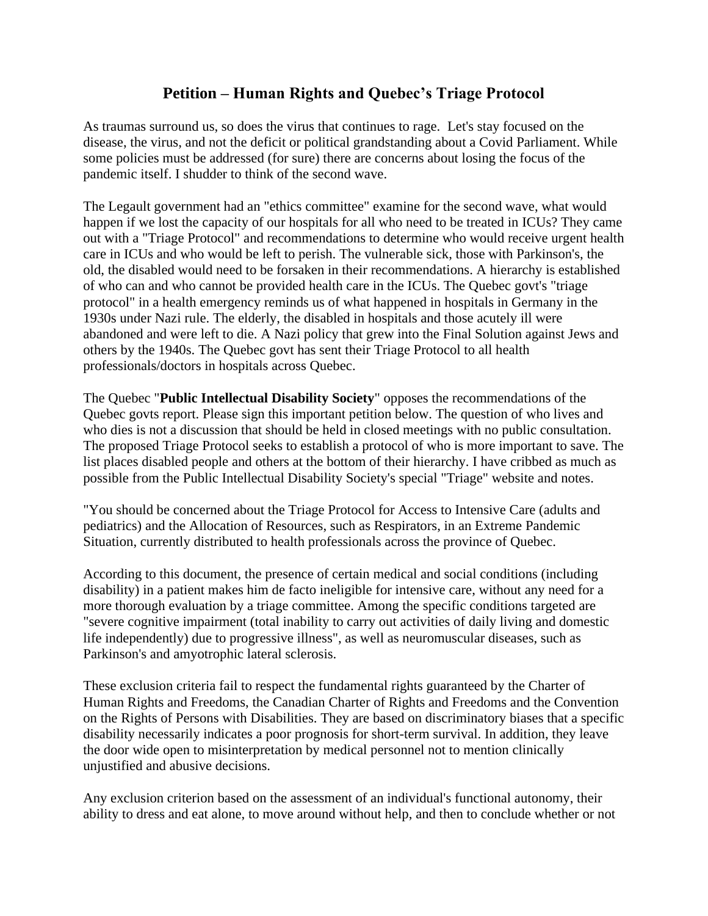# Petition – Human Rights and Quebec's Triage Protocol

As traumas surround us, so does the virus that continues to rage. Let's stay focused on the disease, the virus, and not the deficit or political grandstanding about a Covid Parliament. While some policies must be addressed (for sure) there are concerns about losing the focus of the pandemic itself. I shudder to think of the second wave.

The Legault government had an "ethics committee" examine for the second wave, what would happen if we lost the capacity of our hospitals for all who need to be treated in ICUs? They came out with a "Triage Protocol" and recommendations to determine who would receive urgent health care in ICUs and who would be left to perish. The vulnerable sick, those with Parkinson's, the old, the disabled would need to be forsaken in their recommendations. A hierarchy is established of who can and who cannot be provided health care in the ICUs. The Quebec govt's "triage protocol" in a health emergency reminds us of what happened in hospitals in Germany in the 1930s under Nazi rule. The elderly, the disabled in hospitals and those acutely ill were abandoned and were left to die. A Nazi policy that grew into the Final Solution against Jews and others by the 1940s. The Quebec govt has sent their Triage Protocol to all health professionals/doctors in hospitals across Quebec.

The Quebec "**Public Intellectual Disability Society**" opposes the recommendations of the Quebec govts report. Please sign this important petition below. The question of who lives and who dies is not a discussion that should be held in closed meetings with no public consultation. The proposed Triage Protocol seeks to establish a protocol of who is more important to save. The list places disabled people and others at the bottom of their hierarchy. I have cribbed as much as possible from the Public Intellectual Disability Society's special "Triage" website and notes.

"You should be concerned about the Triage Protocol for Access to Intensive Care (adults and pediatrics) and the Allocation of Resources, such as Respirators, in an Extreme Pandemic Situation, currently distributed to health professionals across the province of Quebec.

According to this document, the presence of certain medical and social conditions (including disability) in a patient makes him de facto ineligible for intensive care, without any need for a more thorough evaluation by a triage committee. Among the specific conditions targeted are "severe cognitive impairment (total inability to carry out activities of daily living and domestic life independently) due to progressive illness", as well as neuromuscular diseases, such as Parkinson's and amyotrophic lateral sclerosis.

These exclusion criteria fail to respect the fundamental rights guaranteed by the Charter of Human Rights and Freedoms, the Canadian Charter of Rights and Freedoms and the Convention on the Rights of Persons with Disabilities. They are based on discriminatory biases that a specific disability necessarily indicates a poor prognosis for short-term survival. In addition, they leave the door wide open to misinterpretation by medical personnel not to mention clinically unjustified and abusive decisions.

Any exclusion criterion based on the assessment of an individual's functional autonomy, their ability to dress and eat alone, to move around without help, and then to conclude whether or not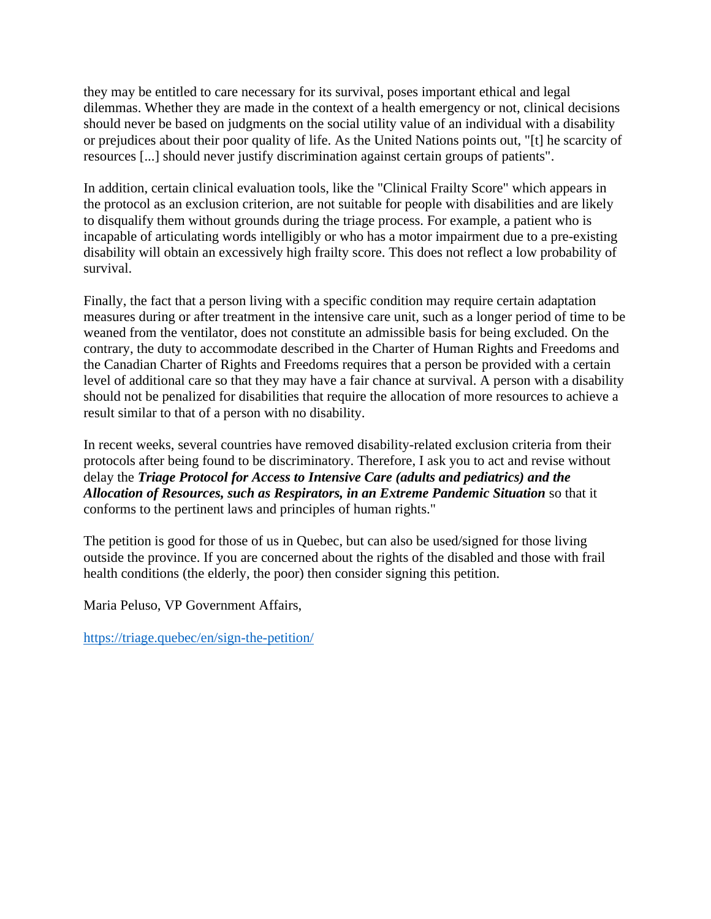they may be entitled to care necessary for its survival, poses important ethical and legal dilemmas. Whether they are made in the context of a health emergency or not, clinical decisions should never be based on judgments on the social utility value of an individual with a disability or prejudices about their poor quality of life. As the United Nations points out, "[t] he scarcity of resources [...] should never justify discrimination against certain groups of patients".

In addition, certain clinical evaluation tools, like the "Clinical Frailty Score" which appears in the protocol as an exclusion criterion, are not suitable for people with disabilities and are likely to disqualify them without grounds during the triage process. For example, a patient who is incapable of articulating words intelligibly or who has a motor impairment due to a pre-existing disability will obtain an excessively high frailty score. This does not reflect a low probability of survival.

Finally, the fact that a person living with a specific condition may require certain adaptation measures during or after treatment in the intensive care unit, such as a longer period of time to be weaned from the ventilator, does not constitute an admissible basis for being excluded. On the contrary, the duty to accommodate described in the Charter of Human Rights and Freedoms and the Canadian Charter of Rights and Freedoms requires that a person be provided with a certain level of additional care so that they may have a fair chance at survival. A person with a disability should not be penalized for disabilities that require the allocation of more resources to achieve a result similar to that of a person with no disability.

In recent weeks, several countries have removed disability-related exclusion criteria from their protocols after being found to be discriminatory. Therefore, I ask you to act and revise without delay the ***Triage Protocol for Access to Intensive Care (adults and pediatrics) and the Allocation of Resources, such as Respirators, in an Extreme Pandemic Situation*** so that it conforms to the pertinent laws and principles of human rights."

The petition is good for those of us in Quebec, but can also be used/signed for those living outside the province. If you are concerned about the rights of the disabled and those with frail health conditions (the elderly, the poor) then consider signing this petition.

Maria Peluso, VP Government Affairs,

https://triage.quebec/en/sign-the-petition/